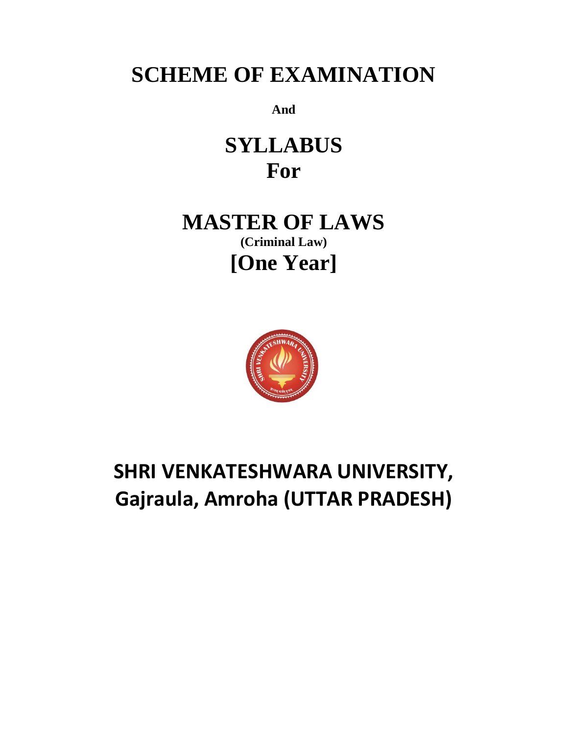# SCHEME OF EXAMINATION

**And**

# SYLLABUS
# For

# MASTER OF LAWS
**(Criminal Law)**
## [One Year]

## SHRI VENKATESHWARA UNIVERSITY, Gajraula, Amroha (UTTAR PRADESH)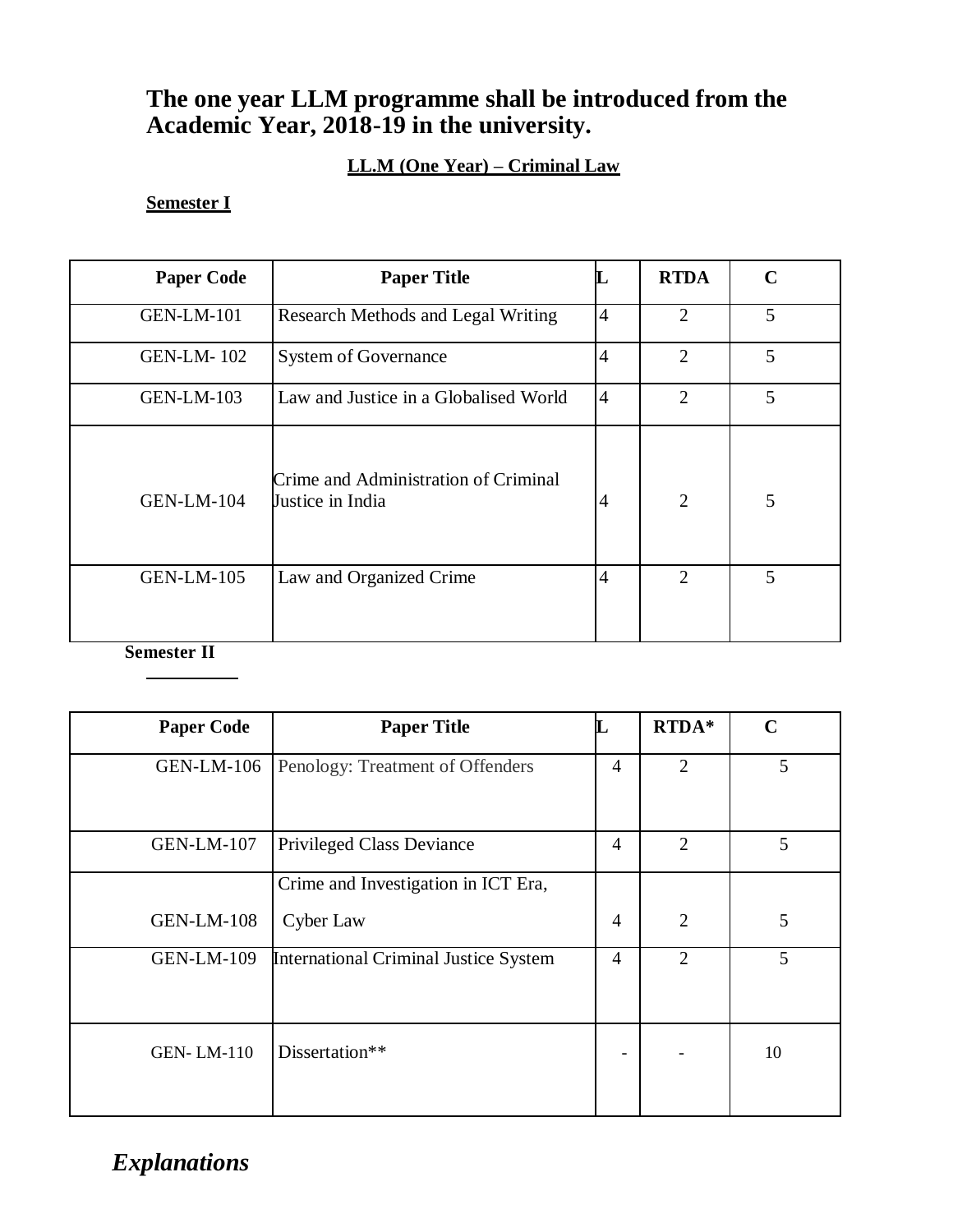# The one year LLM programme shall be introduced from the Academic Year, 2018-19 in the university.

**LL.M (One Year) – Criminal Law**

**Semester I**

| Paper Code | Paper Title | L | RTDA | C |
|---|---|---|---|---|
| GEN-LM-101 | Research Methods and Legal Writing | 4 | 2 | 5 |
| GEN-LM- 102 | System of Governance | 4 | 2 | 5 |
| GEN-LM-103 | Law and Justice in a Globalised World | 4 | 2 | 5 |
| GEN-LM-104 | Crime and Administration of Criminal Justice in India | 4 | 2 | 5 |
| GEN-LM-105 | Law and Organized Crime | 4 | 2 | 5 |

**Semester II**

| Paper Code | Paper Title | L | RTDA* | C |
|---|---|---|---|---|
| GEN-LM-106 | Penology: Treatment of Offenders | 4 | 2 | 5 |
| GEN-LM-107 | Privileged Class Deviance | 4 | 2 | 5 |
| GEN-LM-108 | Crime and Investigation in ICT Era, Cyber Law | 4 | 2 | 5 |
| GEN-LM-109 | International Criminal Justice System | 4 | 2 | 5 |
| GEN- LM-110 | Dissertation** | - | - | 10 |

## *Explanations*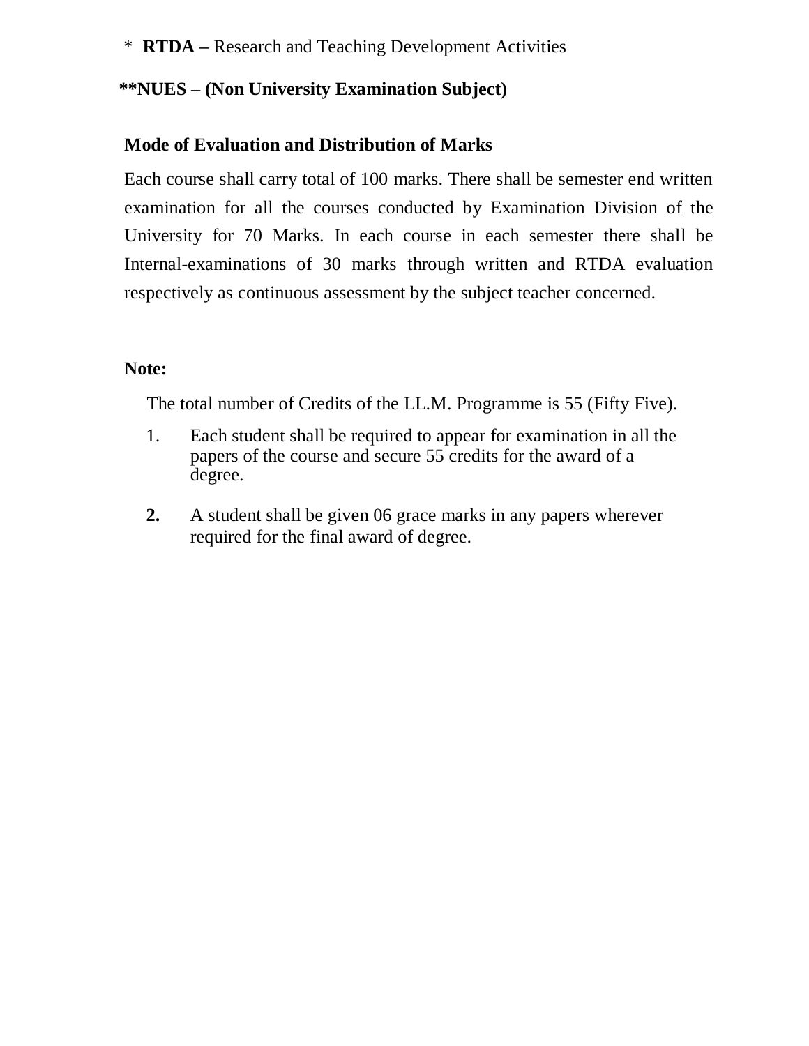* **RTDA –** Research and Teaching Development Activities

**\*\*NUES – (Non University Examination Subject)**

### Mode of Evaluation and Distribution of Marks

Each course shall carry total of 100 marks. There shall be semester end written examination for all the courses conducted by Examination Division of the University for 70 Marks. In each course in each semester there shall be Internal-examinations of 30 marks through written and RTDA evaluation respectively as continuous assessment by the subject teacher concerned.

**Note:**

The total number of Credits of the LL.M. Programme is 55 (Fifty Five).

1. Each student shall be required to appear for examination in all the papers of the course and secure 55 credits for the award of a degree.

2. A student shall be given 06 grace marks in any papers wherever required for the final award of degree.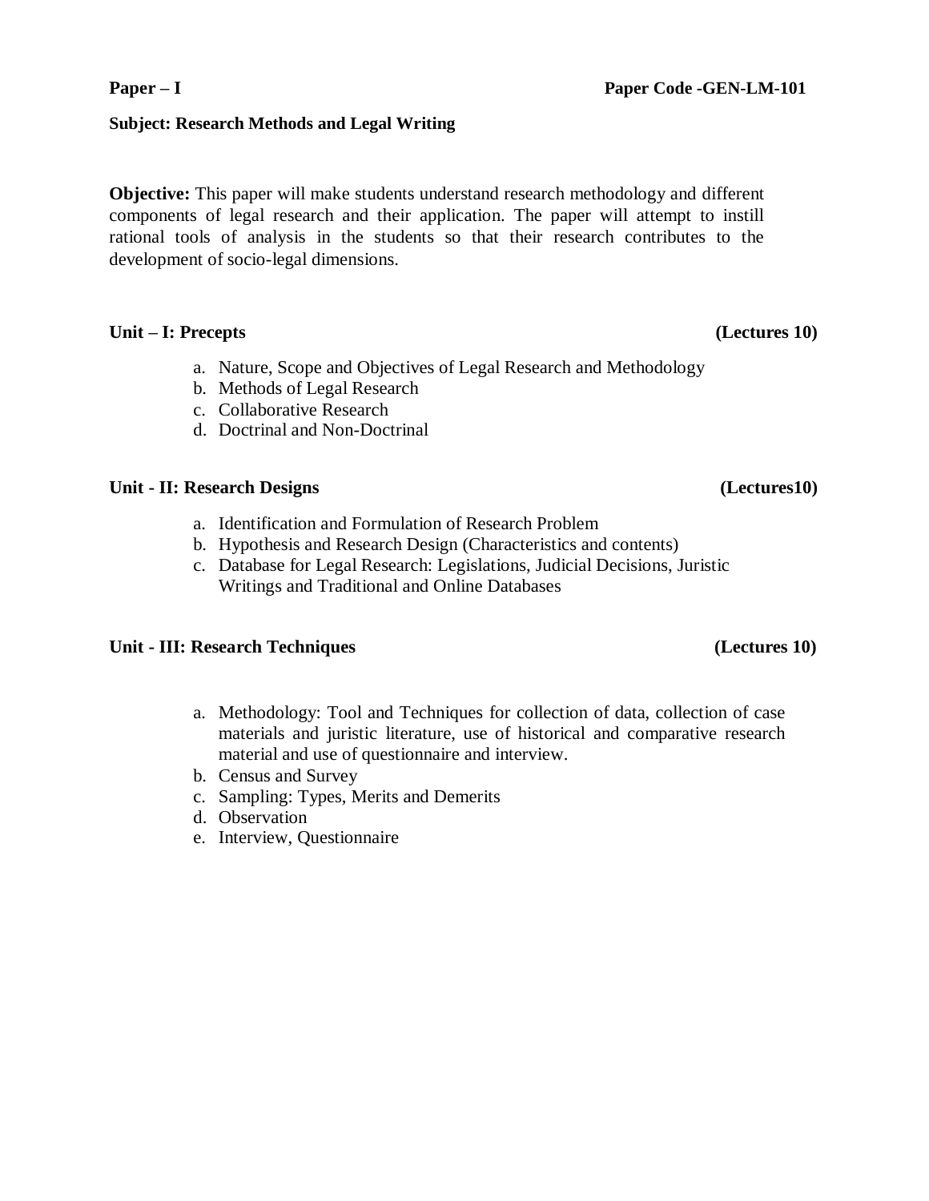**Paper – I** **Paper Code -GEN-LM-101**

**Subject: Research Methods and Legal Writing**

**Objective:** This paper will make students understand research methodology and different components of legal research and their application. The paper will attempt to instill rational tools of analysis in the students so that their research contributes to the development of socio-legal dimensions.

**Unit – I: Precepts** **(Lectures 10)**

a. Nature, Scope and Objectives of Legal Research and Methodology
b. Methods of Legal Research
c. Collaborative Research
d. Doctrinal and Non-Doctrinal

**Unit - II: Research Designs** **(Lectures10)**

a. Identification and Formulation of Research Problem
b. Hypothesis and Research Design (Characteristics and contents)
c. Database for Legal Research: Legislations, Judicial Decisions, Juristic Writings and Traditional and Online Databases

**Unit - III: Research Techniques** **(Lectures 10)**

a. Methodology: Tool and Techniques for collection of data, collection of case materials and juristic literature, use of historical and comparative research material and use of questionnaire and interview.
b. Census and Survey
c. Sampling: Types, Merits and Demerits
d. Observation
e. Interview, Questionnaire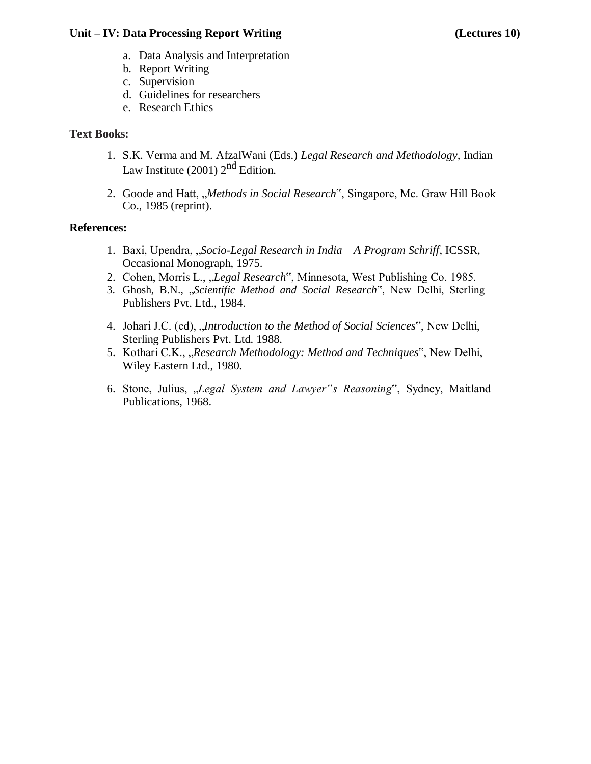**Unit – IV: Data Processing Report Writing** **(Lectures 10)**

a. Data Analysis and Interpretation
b. Report Writing
c. Supervision
d. Guidelines for researchers
e. Research Ethics

**Text Books:**

1. S.K. Verma and M. AfzalWani (Eds.) *Legal Research and Methodology*, Indian Law Institute (2001) 2nd Edition.

2. Goode and Hatt, „*Methods in Social Research*‟, Singapore, Mc. Graw Hill Book Co., 1985 (reprint).

**References:**

1. Baxi, Upendra, „*Socio-Legal Research in India – A Program Schriff*, ICSSR, Occasional Monograph, 1975.
2. Cohen, Morris L., „*Legal Research*‟, Minnesota, West Publishing Co. 1985.
3. Ghosh, B.N., „*Scientific Method and Social Research*‟, New Delhi, Sterling Publishers Pvt. Ltd., 1984.

4. Johari J.C. (ed), „*Introduction to the Method of Social Sciences*‟, New Delhi, Sterling Publishers Pvt. Ltd. 1988.
5. Kothari C.K., „*Research Methodology: Method and Techniques*‟, New Delhi, Wiley Eastern Ltd., 1980.

6. Stone, Julius, „*Legal System and Lawyer‟s Reasoning*‟, Sydney, Maitland Publications, 1968.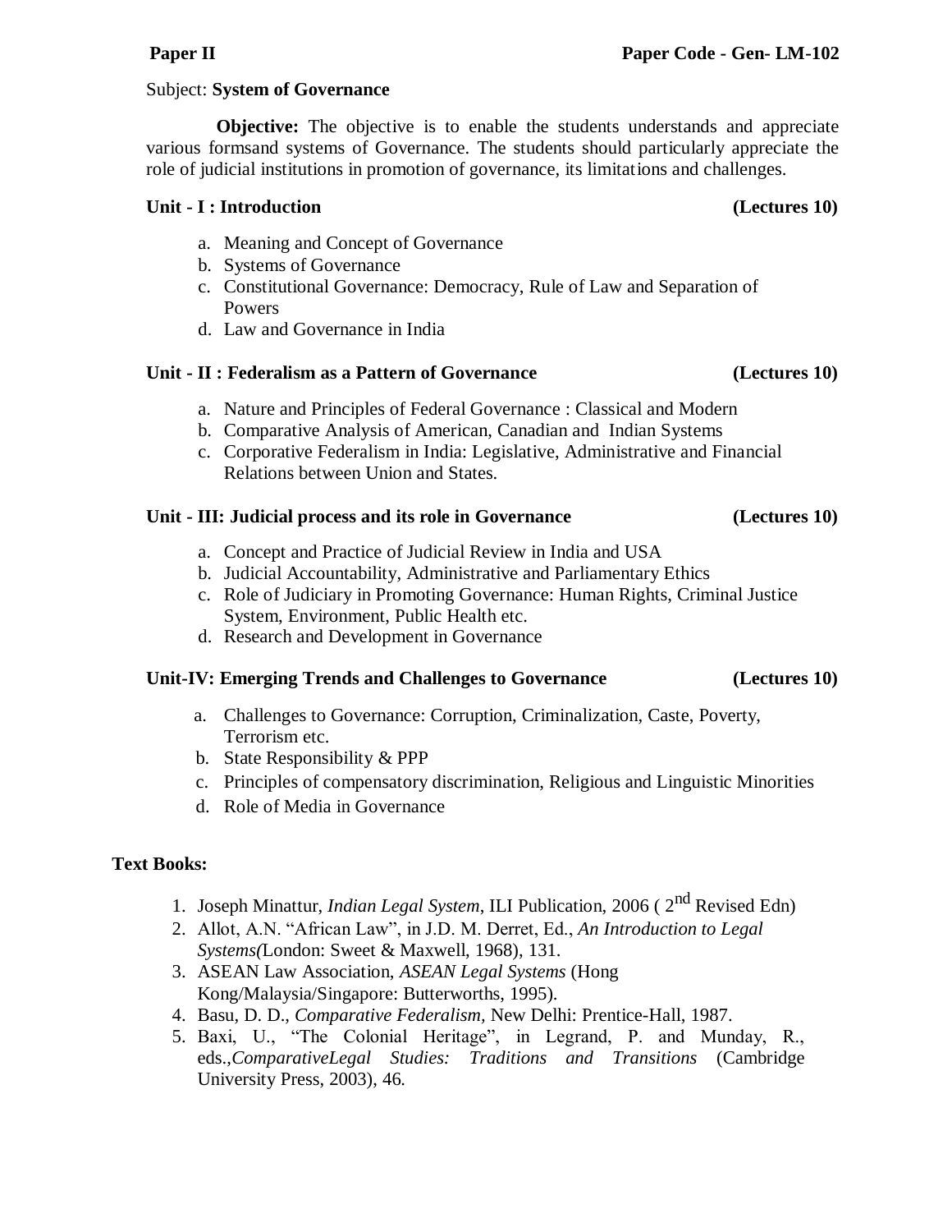**Paper II** **Paper Code - Gen- LM-102**

Subject: **System of Governance**

**Objective:** The objective is to enable the students understands and appreciate various formsand systems of Governance. The students should particularly appreciate the role of judicial institutions in promotion of governance, its limitations and challenges.

### Unit - I : Introduction (Lectures 10)

a. Meaning and Concept of Governance
b. Systems of Governance
c. Constitutional Governance: Democracy, Rule of Law and Separation of Powers
d. Law and Governance in India

### Unit - II : Federalism as a Pattern of Governance (Lectures 10)

a. Nature and Principles of Federal Governance : Classical and Modern
b. Comparative Analysis of American, Canadian and Indian Systems
c. Corporative Federalism in India: Legislative, Administrative and Financial Relations between Union and States.

### Unit - III: Judicial process and its role in Governance (Lectures 10)

a. Concept and Practice of Judicial Review in India and USA
b. Judicial Accountability, Administrative and Parliamentary Ethics
c. Role of Judiciary in Promoting Governance: Human Rights, Criminal Justice System, Environment, Public Health etc.
d. Research and Development in Governance

### Unit-IV: Emerging Trends and Challenges to Governance (Lectures 10)

a. Challenges to Governance: Corruption, Criminalization, Caste, Poverty, Terrorism etc.
b. State Responsibility & PPP
c. Principles of compensatory discrimination, Religious and Linguistic Minorities
d. Role of Media in Governance

### Text Books:

1. Joseph Minattur, *Indian Legal System*, ILI Publication, 2006 ( 2nd Revised Edn)
2. Allot, A.N. "African Law", in J.D. M. Derret, Ed., *An Introduction to Legal Systems(*London: Sweet & Maxwell, 1968), 131.
3. ASEAN Law Association, *ASEAN Legal Systems* (Hong Kong/Malaysia/Singapore: Butterworths, 1995).
4. Basu, D. D., *Comparative Federalism,* New Delhi: Prentice-Hall, 1987.
5. Baxi, U., "The Colonial Heritage", in Legrand, P. and Munday, R., eds.,*ComparativeLegal Studies: Traditions and Transitions* (Cambridge University Press, 2003), 46.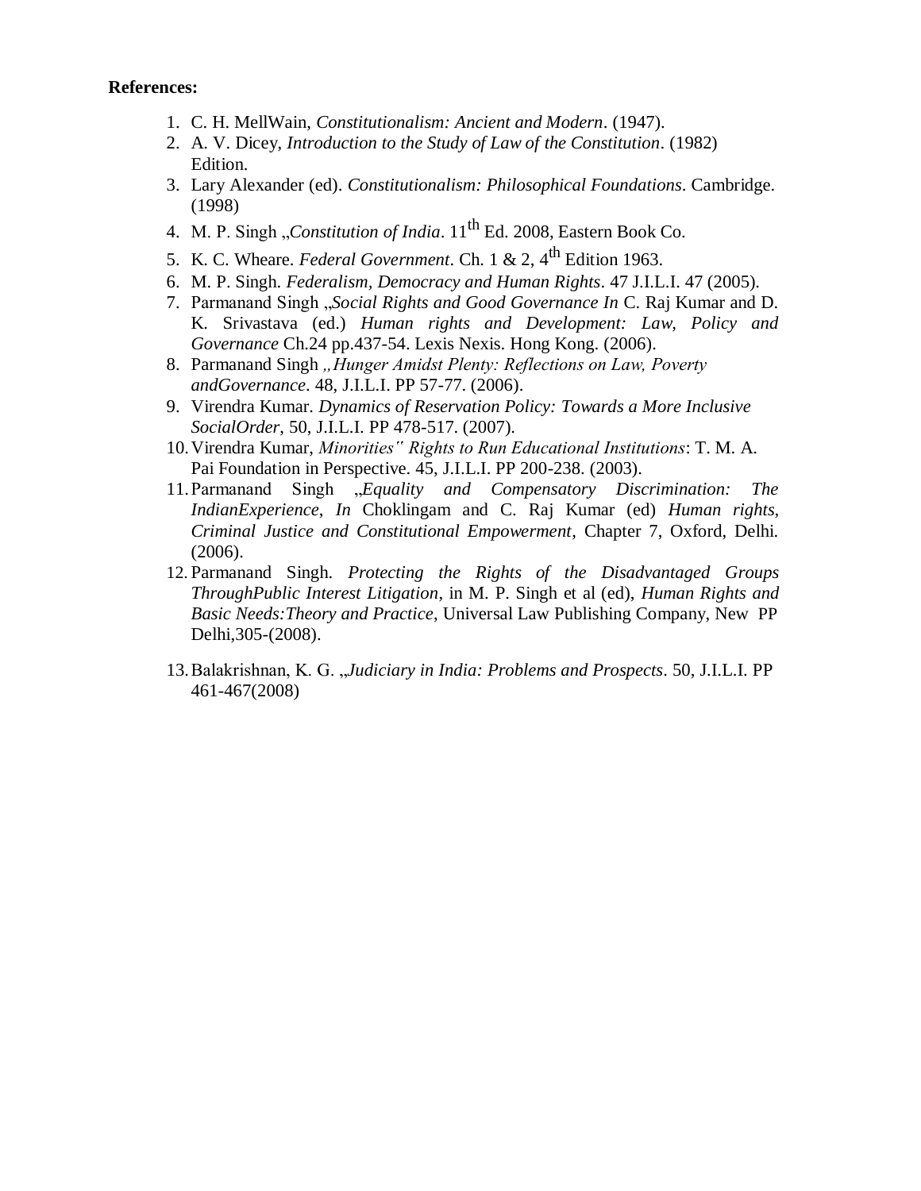**References:**

1. C. H. MellWain, *Constitutionalism: Ancient and Modern*. (1947).
2. A. V. Dicey, *Introduction to the Study of Law of the Constitution*. (1982) Edition.
3. Lary Alexander (ed). *Constitutionalism: Philosophical Foundations*. Cambridge. (1998)
4. M. P. Singh „*Constitution of India*. 11th Ed. 2008, Eastern Book Co.
5. K. C. Wheare. *Federal Government*. Ch. 1 & 2, 4th Edition 1963.
6. M. P. Singh. *Federalism, Democracy and Human Rights*. 47 J.I.L.I. 47 (2005).
7. Parmanand Singh „*Social Rights and Good Governance In* C. Raj Kumar and D. K. Srivastava (ed.) *Human rights and Development: Law, Policy and Governance* Ch.24 pp.437-54. Lexis Nexis. Hong Kong. (2006).
8. Parmanand Singh *„Hunger Amidst Plenty: Reflections on Law, Poverty andGovernance*. 48, J.I.L.I. PP 57-77. (2006).
9. Virendra Kumar. *Dynamics of Reservation Policy: Towards a More Inclusive SocialOrder*, 50, J.I.L.I. PP 478-517. (2007).
10. Virendra Kumar, *Minorities" Rights to Run Educational Institutions*: T. M. A. Pai Foundation in Perspective. 45, J.I.L.I. PP 200-238. (2003).
11. Parmanand Singh „*Equality and Compensatory Discrimination: The IndianExperience*, *In* Choklingam and C. Raj Kumar (ed) *Human rights, Criminal Justice and Constitutional Empowerment*, Chapter 7, Oxford, Delhi. (2006).
12. Parmanand Singh. *Protecting the Rights of the Disadvantaged Groups ThroughPublic Interest Litigation*, in M. P. Singh et al (ed), *Human Rights and Basic Needs:Theory and Practice*, Universal Law Publishing Company, New PP Delhi,305-(2008).
13. Balakrishnan, K. G. „*Judiciary in India: Problems and Prospects*. 50, J.I.L.I. PP 461-467(2008)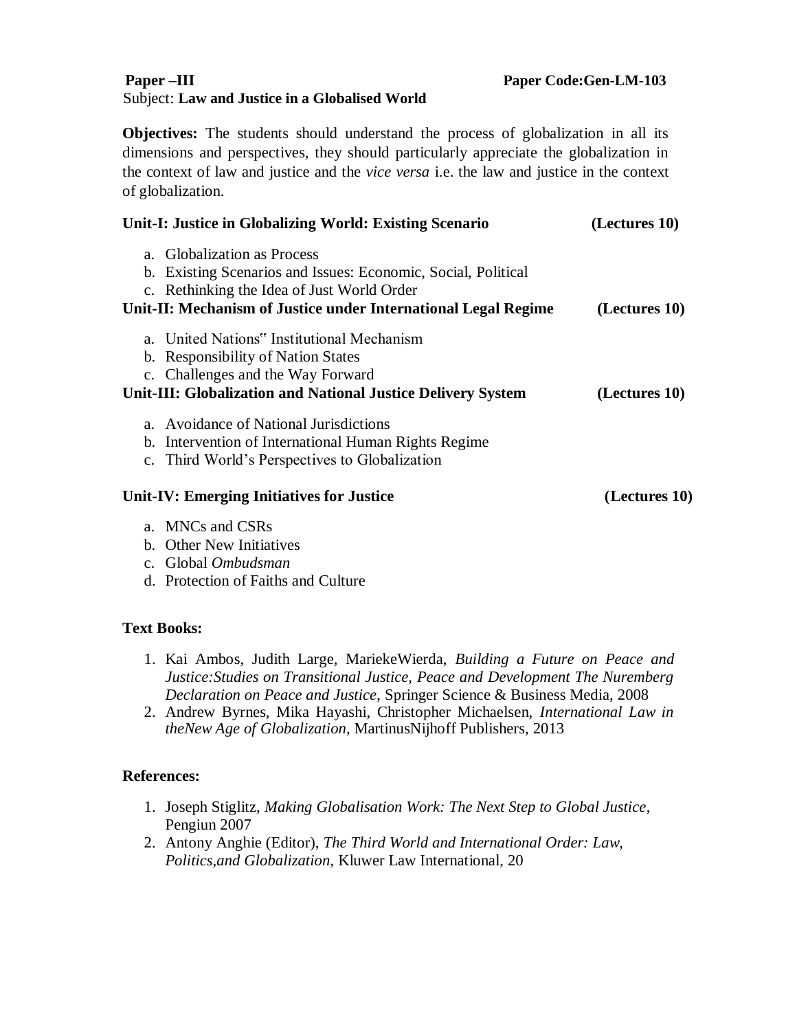**Paper –III** **Paper Code:Gen-LM-103**

Subject: **Law and Justice in a Globalised World**

**Objectives:** The students should understand the process of globalization in all its dimensions and perspectives, they should particularly appreciate the globalization in the context of law and justice and the *vice versa* i.e. the law and justice in the context of globalization.

**Unit-I: Justice in Globalizing World: Existing Scenario (Lectures 10)**

a. Globalization as Process
b. Existing Scenarios and Issues: Economic, Social, Political
c. Rethinking the Idea of Just World Order

**Unit-II: Mechanism of Justice under International Legal Regime (Lectures 10)**

a. United Nations" Institutional Mechanism
b. Responsibility of Nation States
c. Challenges and the Way Forward

**Unit-III: Globalization and National Justice Delivery System (Lectures 10)**

a. Avoidance of National Jurisdictions
b. Intervention of International Human Rights Regime
c. Third World's Perspectives to Globalization

**Unit-IV: Emerging Initiatives for Justice (Lectures 10)**

a. MNCs and CSRs
b. Other New Initiatives
c. Global *Ombudsman*
d. Protection of Faiths and Culture

**Text Books:**

1. Kai Ambos, Judith Large, MariekeWierda, *Building a Future on Peace and Justice:Studies on Transitional Justice, Peace and Development The Nuremberg Declaration on Peace and Justice*, Springer Science & Business Media, 2008
2. Andrew Byrnes, Mika Hayashi, Christopher Michaelsen, *International Law in theNew Age of Globalization,* MartinusNijhoff Publishers, 2013

**References:**

1. Joseph Stiglitz, *Making Globalisation Work: The Next Step to Global Justice*, Pengiun 2007
2. Antony Anghie (Editor), *The Third World and International Order: Law, Politics,and Globalization,* Kluwer Law International, 20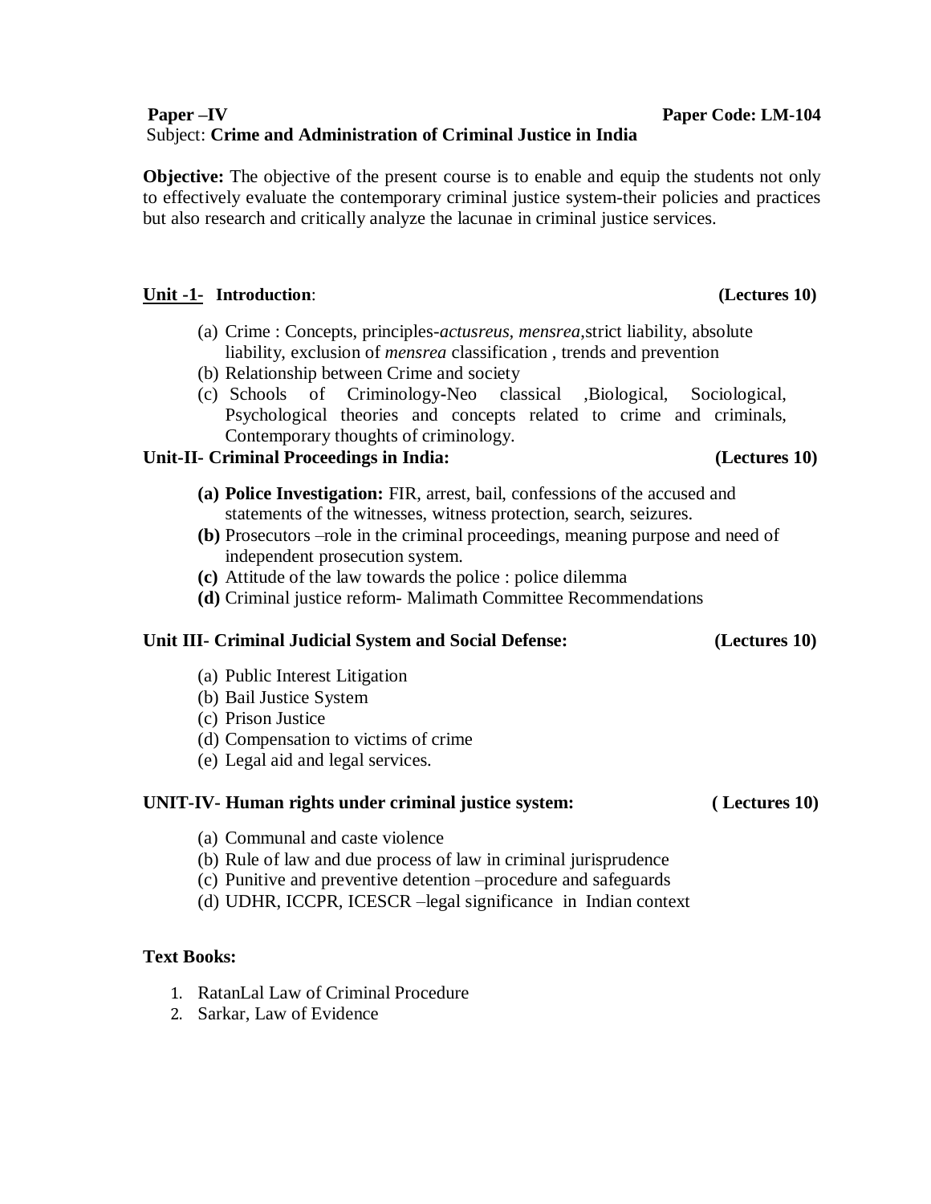**Paper –IV** **Paper Code: LM-104**

Subject: **Crime and Administration of Criminal Justice in India**

**Objective:** The objective of the present course is to enable and equip the students not only to effectively evaluate the contemporary criminal justice system-their policies and practices but also research and critically analyze the lacunae in criminal justice services.

### <u>Unit -1-</u> Introduction: (Lectures 10)

(a) Crime : Concepts, principles-*actusreus, mensrea*,strict liability, absolute liability, exclusion of *mensrea* classification , trends and prevention
(b) Relationship between Crime and society
(c) Schools of Criminology-Neo classical ,Biological, Sociological, Psychological theories and concepts related to crime and criminals, Contemporary thoughts of criminology.

### Unit-II- Criminal Proceedings in India: (Lectures 10)

**(a) Police Investigation:** FIR, arrest, bail, confessions of the accused and statements of the witnesses, witness protection, search, seizures.
**(b)** Prosecutors –role in the criminal proceedings, meaning purpose and need of independent prosecution system.
**(c)** Attitude of the law towards the police : police dilemma
**(d)** Criminal justice reform- Malimath Committee Recommendations

### Unit III- Criminal Judicial System and Social Defense: (Lectures 10)

(a) Public Interest Litigation
(b) Bail Justice System
(c) Prison Justice
(d) Compensation to victims of crime
(e) Legal aid and legal services.

### UNIT-IV- Human rights under criminal justice system: ( Lectures 10)

(a) Communal and caste violence
(b) Rule of law and due process of law in criminal jurisprudence
(c) Punitive and preventive detention –procedure and safeguards
(d) UDHR, ICCPR, ICESCR –legal significance in Indian context

**Text Books:**

1. RatanLal Law of Criminal Procedure
2. Sarkar, Law of Evidence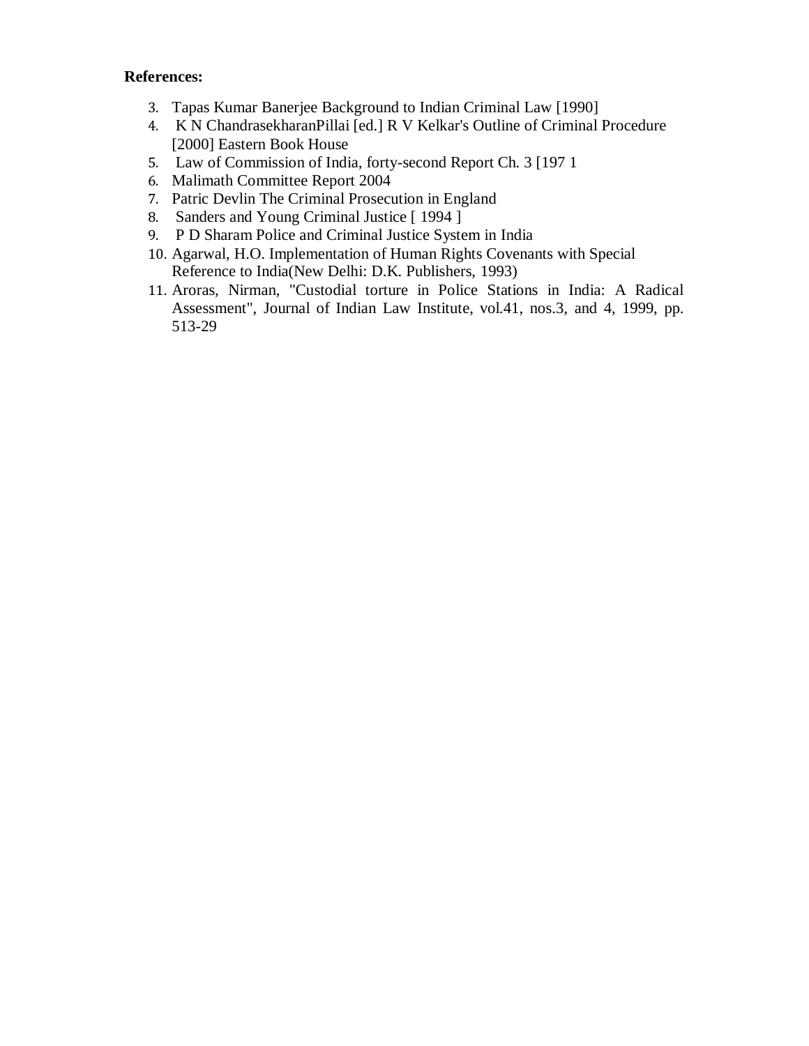**References:**

3. Tapas Kumar Banerjee Background to Indian Criminal Law [1990]
4. K N ChandrasekharanPillai [ed.] R V Kelkar's Outline of Criminal Procedure [2000] Eastern Book House
5. Law of Commission of India, forty-second Report Ch. 3 [197 1
6. Malimath Committee Report 2004
7. Patric Devlin The Criminal Prosecution in England
8. Sanders and Young Criminal Justice [ 1994 ]
9. P D Sharam Police and Criminal Justice System in India
10. Agarwal, H.O. Implementation of Human Rights Covenants with Special Reference to India(New Delhi: D.K. Publishers, 1993)
11. Aroras, Nirman, "Custodial torture in Police Stations in India: A Radical Assessment", Journal of Indian Law Institute, vol.41, nos.3, and 4, 1999, pp. 513-29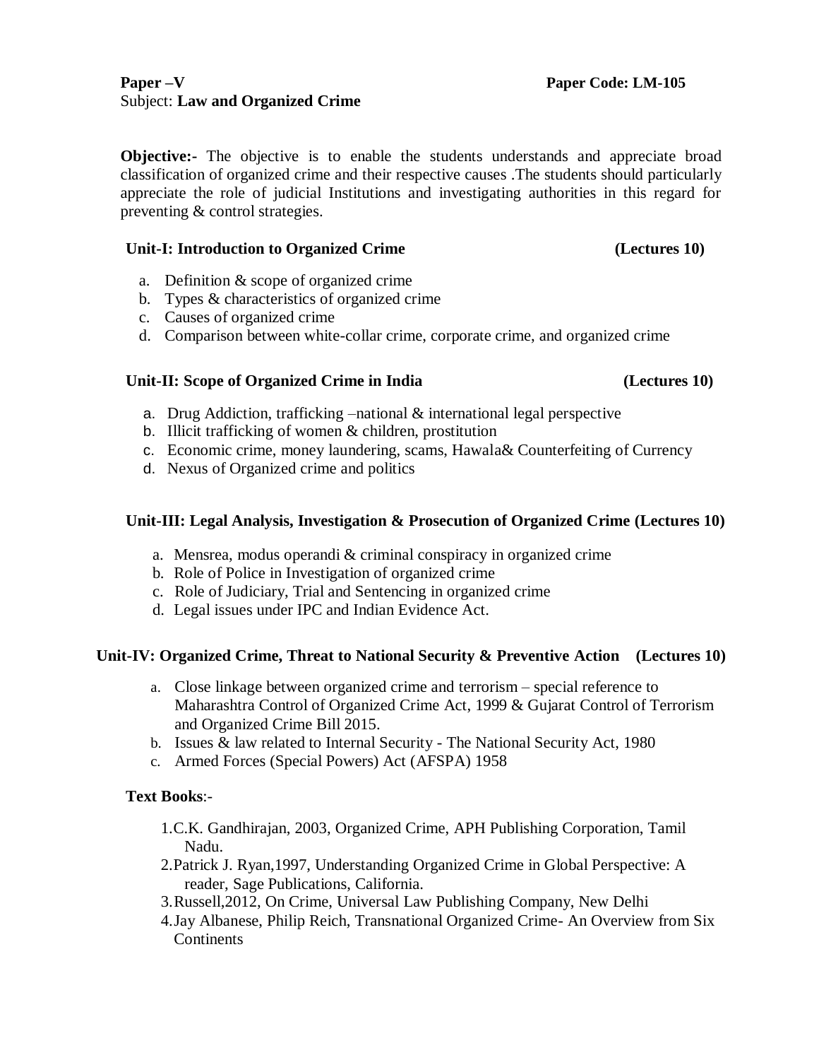**Paper –V** **Paper Code: LM-105**

Subject: **Law and Organized Crime**

**Objective:-** The objective is to enable the students understands and appreciate broad classification of organized crime and their respective causes .The students should particularly appreciate the role of judicial Institutions and investigating authorities in this regard for preventing & control strategies.

**Unit-I: Introduction to Organized Crime** **(Lectures 10)**

a. Definition & scope of organized crime
b. Types & characteristics of organized crime
c. Causes of organized crime
d. Comparison between white-collar crime, corporate crime, and organized crime

**Unit-II: Scope of Organized Crime in India** **(Lectures 10)**

a. Drug Addiction, trafficking –national & international legal perspective
b. Illicit trafficking of women & children, prostitution
c. Economic crime, money laundering, scams, Hawala& Counterfeiting of Currency
d. Nexus of Organized crime and politics

**Unit-III: Legal Analysis, Investigation & Prosecution of Organized Crime (Lectures 10)**

a. Mensrea, modus operandi & criminal conspiracy in organized crime
b. Role of Police in Investigation of organized crime
c. Role of Judiciary, Trial and Sentencing in organized crime
d. Legal issues under IPC and Indian Evidence Act.

**Unit-IV: Organized Crime, Threat to National Security & Preventive Action (Lectures 10)**

a. Close linkage between organized crime and terrorism – special reference to Maharashtra Control of Organized Crime Act, 1999 & Gujarat Control of Terrorism and Organized Crime Bill 2015.
b. Issues & law related to Internal Security - The National Security Act, 1980
c. Armed Forces (Special Powers) Act (AFSPA) 1958

**Text Books**:-

1. C.K. Gandhirajan, 2003, Organized Crime, APH Publishing Corporation, Tamil Nadu.
2. Patrick J. Ryan,1997, Understanding Organized Crime in Global Perspective: A reader, Sage Publications, California.
3. Russell,2012, On Crime, Universal Law Publishing Company, New Delhi
4. Jay Albanese, Philip Reich, Transnational Organized Crime- An Overview from Six Continents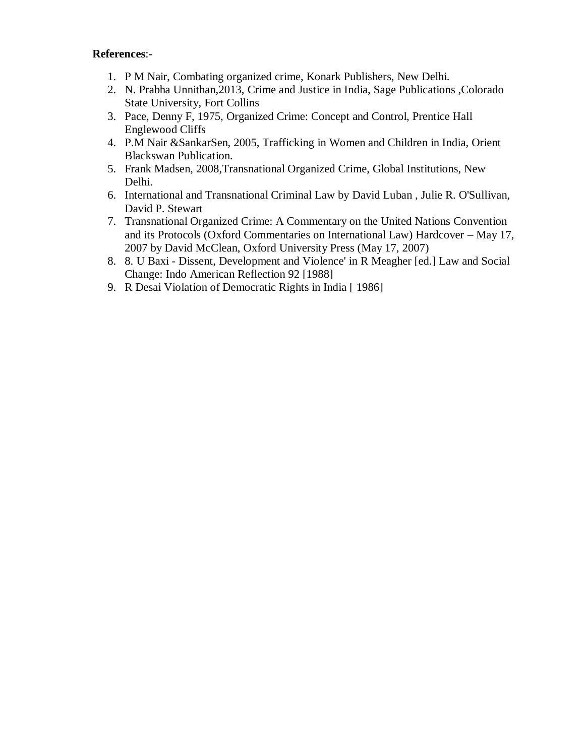**References**:-

1. P M Nair, Combating organized crime, Konark Publishers, New Delhi.
2. N. Prabha Unnithan,2013, Crime and Justice in India, Sage Publications ,Colorado State University, Fort Collins
3. Pace, Denny F, 1975, Organized Crime: Concept and Control, Prentice Hall Englewood Cliffs
4. P.M Nair &SankarSen, 2005, Trafficking in Women and Children in India, Orient Blackswan Publication.
5. Frank Madsen, 2008,Transnational Organized Crime, Global Institutions, New Delhi.
6. International and Transnational Criminal Law by David Luban , Julie R. O'Sullivan, David P. Stewart
7. Transnational Organized Crime: A Commentary on the United Nations Convention and its Protocols (Oxford Commentaries on International Law) Hardcover – May 17, 2007 by David McClean, Oxford University Press (May 17, 2007)
8. 8. U Baxi - Dissent, Development and Violence' in R Meagher [ed.] Law and Social Change: Indo American Reflection 92 [1988]
9. R Desai Violation of Democratic Rights in India [ 1986]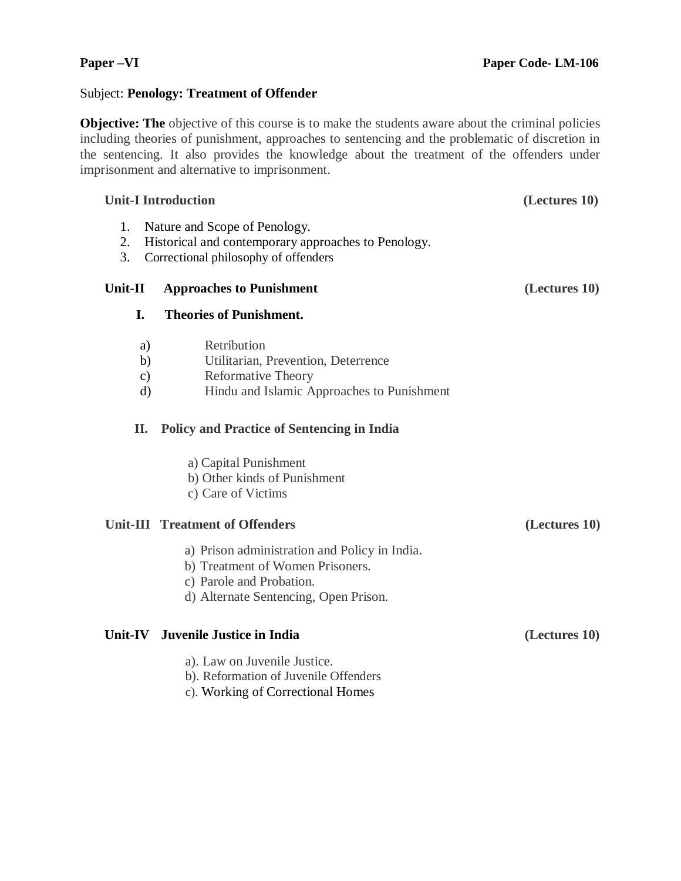**Paper –VI** **Paper Code- LM-106**

Subject: **Penology: Treatment of Offender**

**Objective: The** objective of this course is to make the students aware about the criminal policies including theories of punishment, approaches to sentencing and the problematic of discretion in the sentencing. It also provides the knowledge about the treatment of the offenders under imprisonment and alternative to imprisonment.

### Unit-I Introduction (Lectures 10)

1. Nature and Scope of Penology.
2. Historical and contemporary approaches to Penology.
3. Correctional philosophy of offenders

### Unit-II Approaches to Punishment (Lectures 10)

**I. Theories of Punishment.**

a) Retribution
b) Utilitarian, Prevention, Deterrence
c) Reformative Theory
d) Hindu and Islamic Approaches to Punishment

**II. Policy and Practice of Sentencing in India**

a) Capital Punishment
b) Other kinds of Punishment
c) Care of Victims

### Unit-III Treatment of Offenders (Lectures 10)

a) Prison administration and Policy in India.
b) Treatment of Women Prisoners.
c) Parole and Probation.
d) Alternate Sentencing, Open Prison.

### Unit-IV Juvenile Justice in India (Lectures 10)

a). Law on Juvenile Justice.
b). Reformation of Juvenile Offenders
c). Working of Correctional Homes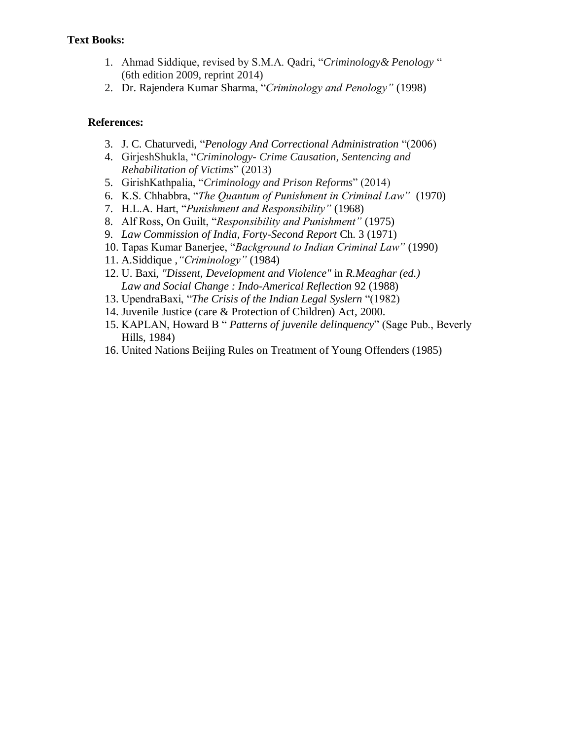**Text Books:**

1. Ahmad Siddique, revised by S.M.A. Qadri, "*Criminology& Penology* " (6th edition 2009, reprint 2014)
2. Dr. Rajendera Kumar Sharma, "*Criminology and Penology"* (1998)

**References:**

3. J. C. Chaturvedi, "*Penology And Correctional Administration* "(2006)
4. GirjeshShukla, "*Criminology- Crime Causation, Sentencing and Rehabilitation of Victims*" (2013)
5. GirishKathpalia, "*Criminology and Prison Reforms*" (2014)
6. K.S. Chhabbra, "*The Quantum of Punishment in Criminal Law"* (1970)
7. H.L.A. Hart, "*Punishment and Responsibility"* (1968)
8. Alf Ross, On Guilt, "*Responsibility and Punishment"* (1975)
9. *Law Commission of India, Forty-Second Report* Ch. 3 (1971)
10. Tapas Kumar Banerjee, "*Background to Indian Criminal Law"* (1990)
11. A.Siddique ,*"Criminology"* (1984)
12. U. Baxi, *"Dissent, Development and Violence"* in *R.Meaghar (ed.) Law and Social Change : Indo-Americal Reflection* 92 (1988)
13. UpendraBaxi, "*The Crisis of the Indian Legal Syslern* "(1982)
14. Juvenile Justice (care & Protection of Children) Act, 2000.
15. KAPLAN, Howard B " *Patterns of juvenile delinquency*" (Sage Pub., Beverly Hills, 1984)
16. United Nations Beijing Rules on Treatment of Young Offenders (1985)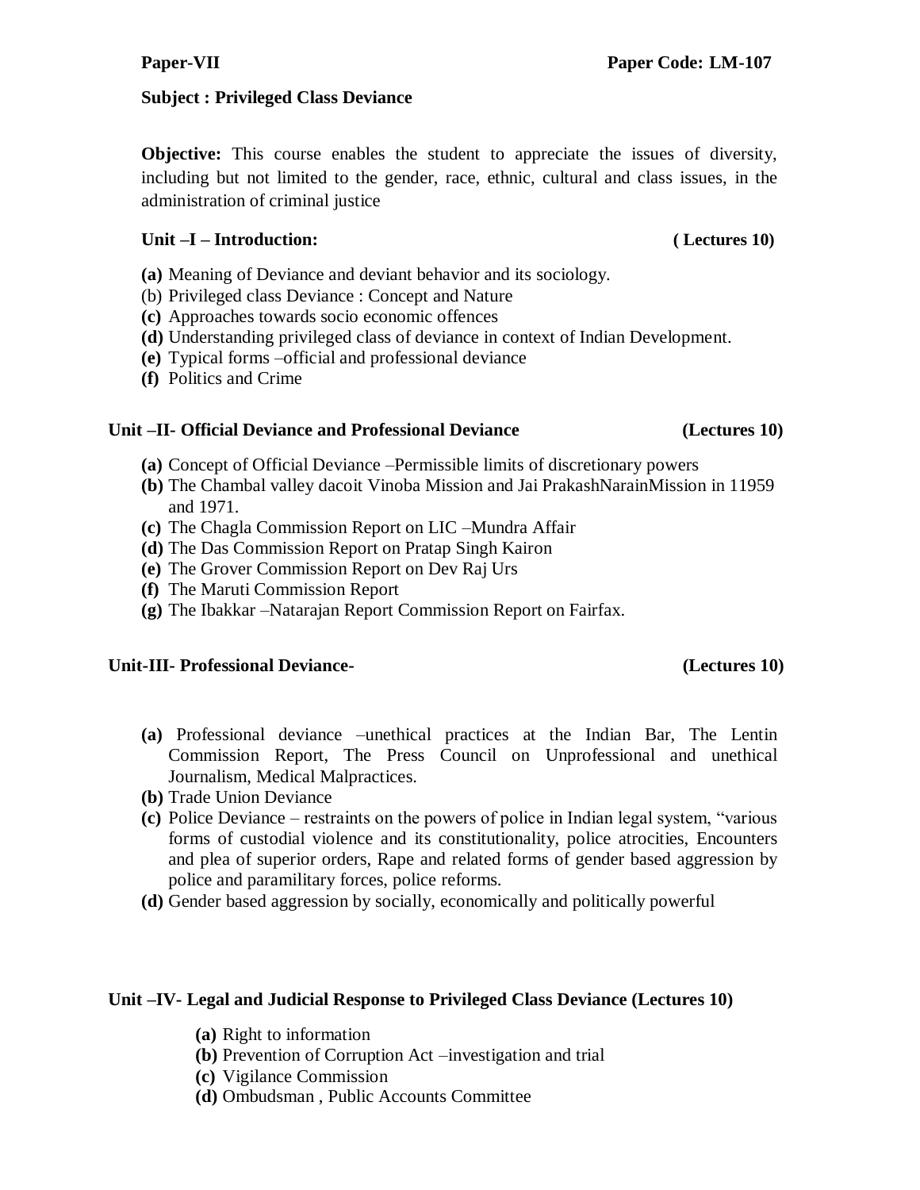**Paper-VII** **Paper Code: LM-107**

**Subject : Privileged Class Deviance**

**Objective:** This course enables the student to appreciate the issues of diversity, including but not limited to the gender, race, ethnic, cultural and class issues, in the administration of criminal justice

### Unit –I – Introduction: ( Lectures 10)

**(a)** Meaning of Deviance and deviant behavior and its sociology.
(b) Privileged class Deviance : Concept and Nature
**(c)** Approaches towards socio economic offences
**(d)** Understanding privileged class of deviance in context of Indian Development.
**(e)** Typical forms –official and professional deviance
**(f)** Politics and Crime

### Unit –II- Official Deviance and Professional Deviance (Lectures 10)

**(a)** Concept of Official Deviance –Permissible limits of discretionary powers
**(b)** The Chambal valley dacoit Vinoba Mission and Jai PrakashNarainMission in 11959 and 1971.
**(c)** The Chagla Commission Report on LIC –Mundra Affair
**(d)** The Das Commission Report on Pratap Singh Kairon
**(e)** The Grover Commission Report on Dev Raj Urs
**(f)** The Maruti Commission Report
**(g)** The Ibakkar –Natarajan Report Commission Report on Fairfax.

### Unit-III- Professional Deviance- (Lectures 10)

**(a)** Professional deviance –unethical practices at the Indian Bar, The Lentin Commission Report, The Press Council on Unprofessional and unethical Journalism, Medical Malpractices.
**(b)** Trade Union Deviance
**(c)** Police Deviance – restraints on the powers of police in Indian legal system, "various forms of custodial violence and its constitutionality, police atrocities, Encounters and plea of superior orders, Rape and related forms of gender based aggression by police and paramilitary forces, police reforms.
**(d)** Gender based aggression by socially, economically and politically powerful

### Unit –IV- Legal and Judicial Response to Privileged Class Deviance (Lectures 10)

**(a)** Right to information
**(b)** Prevention of Corruption Act –investigation and trial
**(c)** Vigilance Commission
**(d)** Ombudsman , Public Accounts Committee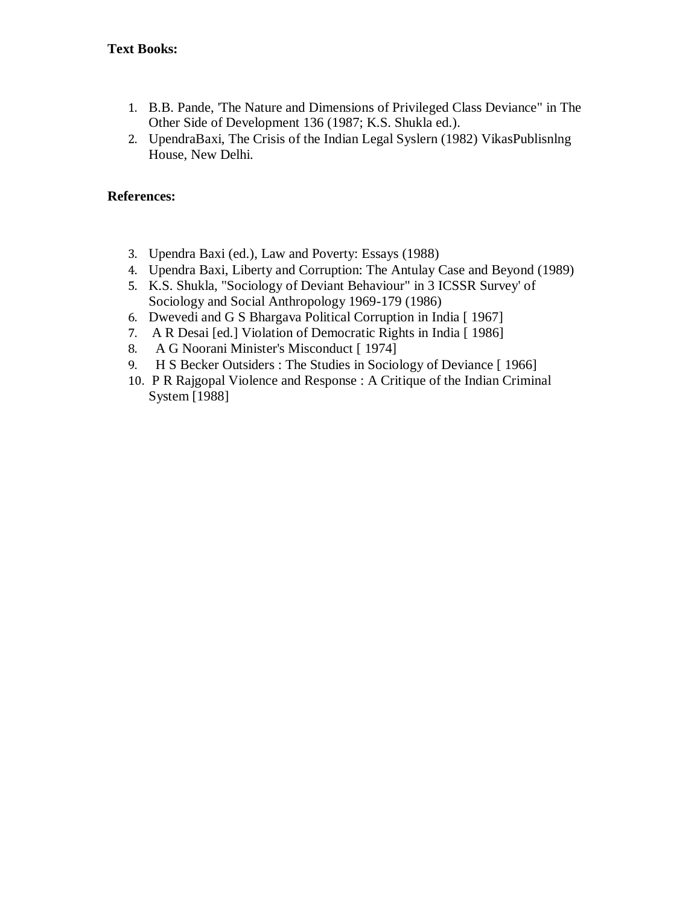**Text Books:**

1. B.B. Pande, 'The Nature and Dimensions of Privileged Class Deviance" in The Other Side of Development 136 (1987; K.S. Shukla ed.).
2. UpendraBaxi, The Crisis of the Indian Legal Syslern (1982) VikasPublisnlng House, New Delhi.

**References:**

3. Upendra Baxi (ed.), Law and Poverty: Essays (1988)
4. Upendra Baxi, Liberty and Corruption: The Antulay Case and Beyond (1989)
5. K.S. Shukla, "Sociology of Deviant Behaviour" in 3 ICSSR Survey' of Sociology and Social Anthropology 1969-179 (1986)
6. Dwevedi and G S Bhargava Political Corruption in India [ 1967]
7. A R Desai [ed.] Violation of Democratic Rights in India [ 1986]
8. A G Noorani Minister's Misconduct [ 1974]
9. H S Becker Outsiders : The Studies in Sociology of Deviance [ 1966]
10. P R Rajgopal Violence and Response : A Critique of the Indian Criminal System [1988]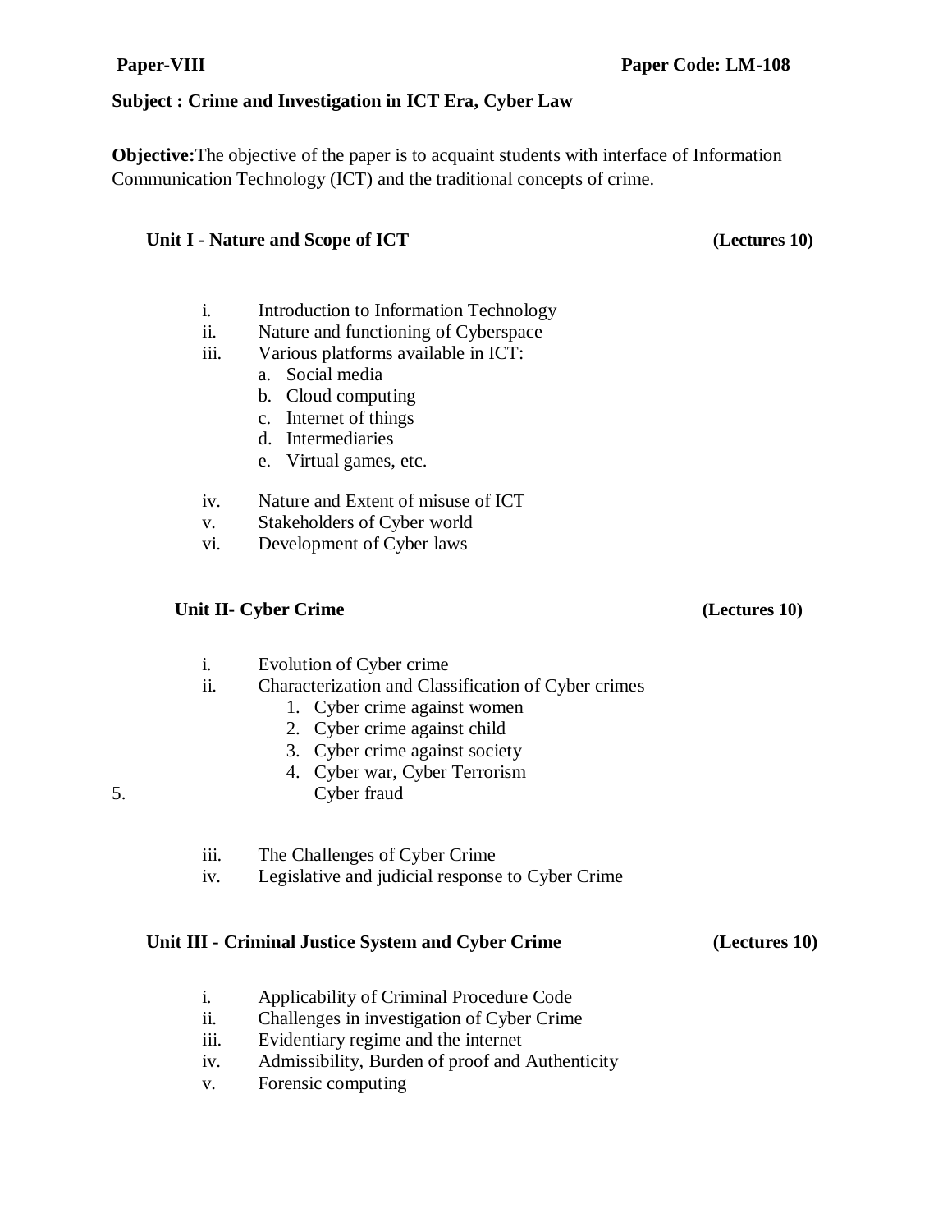**Paper-VIII** **Paper Code: LM-108**

**Subject : Crime and Investigation in ICT Era, Cyber Law**

**Objective:** The objective of the paper is to acquaint students with interface of Information Communication Technology (ICT) and the traditional concepts of crime.

### Unit I - Nature and Scope of ICT (Lectures 10)

- i. Introduction to Information Technology
- ii. Nature and functioning of Cyberspace
- iii. Various platforms available in ICT:
  - a. Social media
  - b. Cloud computing
  - c. Internet of things
  - d. Intermediaries
  - e. Virtual games, etc.
- iv. Nature and Extent of misuse of ICT
- v. Stakeholders of Cyber world
- vi. Development of Cyber laws

### Unit II- Cyber Crime (Lectures 10)

- i. Evolution of Cyber crime
- ii. Characterization and Classification of Cyber crimes
  1. Cyber crime against women
  2. Cyber crime against child
  3. Cyber crime against society
  4. Cyber war, Cyber Terrorism
  5. Cyber fraud
- iii. The Challenges of Cyber Crime
- iv. Legislative and judicial response to Cyber Crime

### Unit III - Criminal Justice System and Cyber Crime (Lectures 10)

- i. Applicability of Criminal Procedure Code
- ii. Challenges in investigation of Cyber Crime
- iii. Evidentiary regime and the internet
- iv. Admissibility, Burden of proof and Authenticity
- v. Forensic computing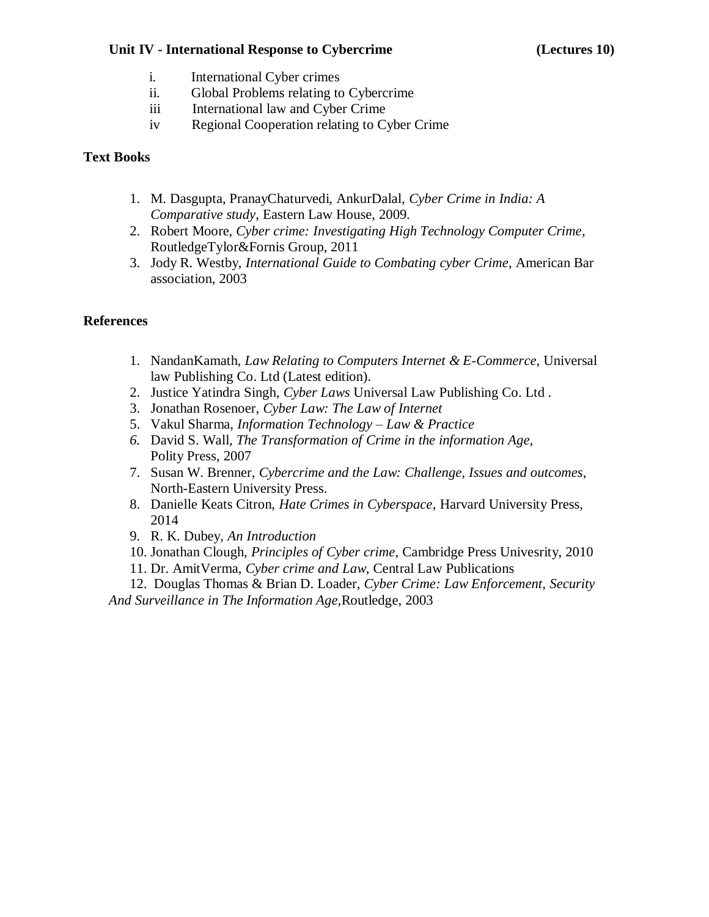**Unit IV - International Response to Cybercrime (Lectures 10)**

i. International Cyber crimes
ii. Global Problems relating to Cybercrime
iii International law and Cyber Crime
iv Regional Cooperation relating to Cyber Crime

**Text Books**

1. M. Dasgupta, PranayChaturvedi, AnkurDalal, *Cyber Crime in India: A Comparative study*, Eastern Law House, 2009.
2. Robert Moore, *Cyber crime: Investigating High Technology Computer Crime*, RoutledgeTylor&Fornis Group, 2011
3. Jody R. Westby, *International Guide to Combating cyber Crime*, American Bar association, 2003

**References**

1. NandanKamath, *Law Relating to Computers Internet & E-Commerce*, Universal law Publishing Co. Ltd (Latest edition).
2. Justice Yatindra Singh, *Cyber Laws* Universal Law Publishing Co. Ltd .
3. Jonathan Rosenoer, *Cyber Law: The Law of Internet*
5. Vakul Sharma, *Information Technology – Law & Practice*
6. David S. Wall, *The Transformation of Crime in the information Age*, Polity Press, 2007
7. Susan W. Brenner, *Cybercrime and the Law: Challenge, Issues and outcomes*, North-Eastern University Press.
8. Danielle Keats Citron, *Hate Crimes in Cyberspace*, Harvard University Press, 2014
9. R. K. Dubey, *An Introduction*
10. Jonathan Clough, *Principles of Cyber crime*, Cambridge Press Univesrity, 2010
11. Dr. AmitVerma, *Cyber crime and Law*, Central Law Publications
12. Douglas Thomas & Brian D. Loader, *Cyber Crime: Law Enforcement, Security And Surveillance in The Information Age*,Routledge, 2003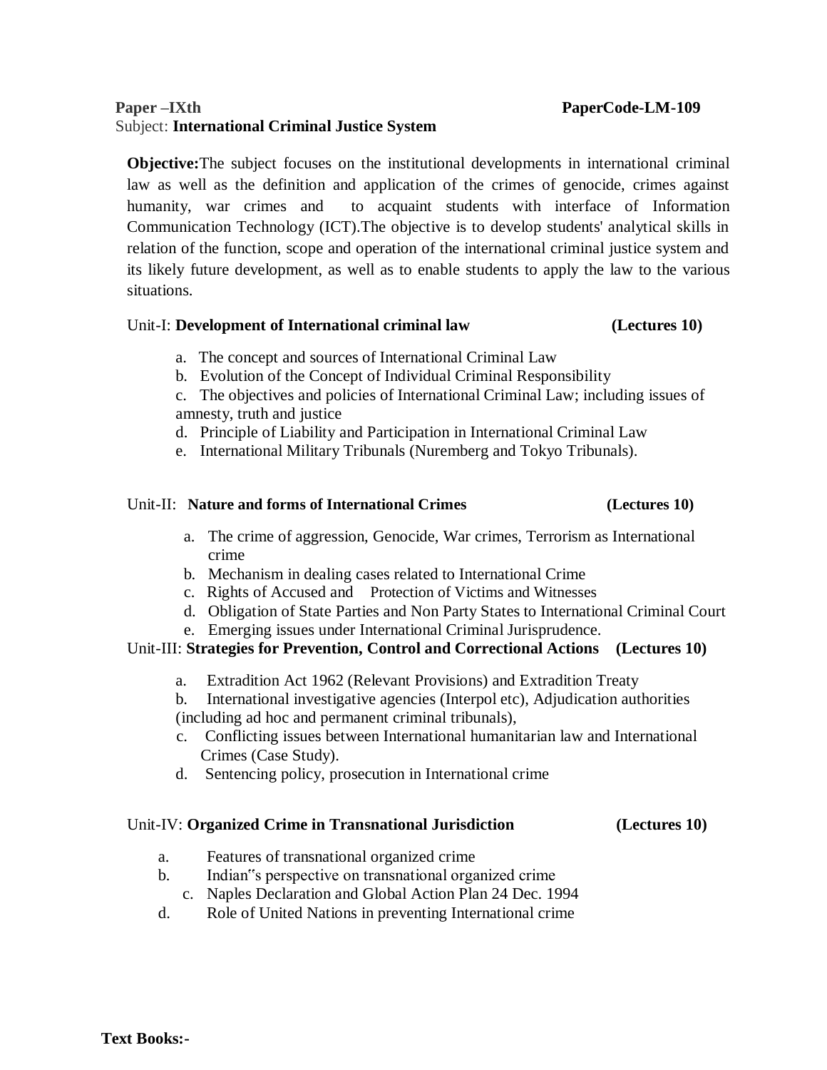**Paper –IXth** **PaperCode-LM-109**

Subject: **International Criminal Justice System**

**Objective:**The subject focuses on the institutional developments in international criminal law as well as the definition and application of the crimes of genocide, crimes against humanity, war crimes and to acquaint students with interface of Information Communication Technology (ICT).The objective is to develop students' analytical skills in relation of the function, scope and operation of the international criminal justice system and its likely future development, as well as to enable students to apply the law to the various situations.

Unit-I: **Development of International criminal law** **(Lectures 10)**

a. The concept and sources of International Criminal Law
b. Evolution of the Concept of Individual Criminal Responsibility
c. The objectives and policies of International Criminal Law; including issues of amnesty, truth and justice
d. Principle of Liability and Participation in International Criminal Law
e. International Military Tribunals (Nuremberg and Tokyo Tribunals).

Unit-II: **Nature and forms of International Crimes** **(Lectures 10)**

a. The crime of aggression, Genocide, War crimes, Terrorism as International crime
b. Mechanism in dealing cases related to International Crime
c. Rights of Accused and Protection of Victims and Witnesses
d. Obligation of State Parties and Non Party States to International Criminal Court
e. Emerging issues under International Criminal Jurisprudence.

Unit-III: **Strategies for Prevention, Control and Correctional Actions** **(Lectures 10)**

a. Extradition Act 1962 (Relevant Provisions) and Extradition Treaty
b. International investigative agencies (Interpol etc), Adjudication authorities (including ad hoc and permanent criminal tribunals),
c. Conflicting issues between International humanitarian law and International Crimes (Case Study).
d. Sentencing policy, prosecution in International crime

Unit-IV: **Organized Crime in Transnational Jurisdiction** **(Lectures 10)**

a. Features of transnational organized crime
b. Indian"s perspective on transnational organized crime
c. Naples Declaration and Global Action Plan 24 Dec. 1994
d. Role of United Nations in preventing International crime

**Text Books:-**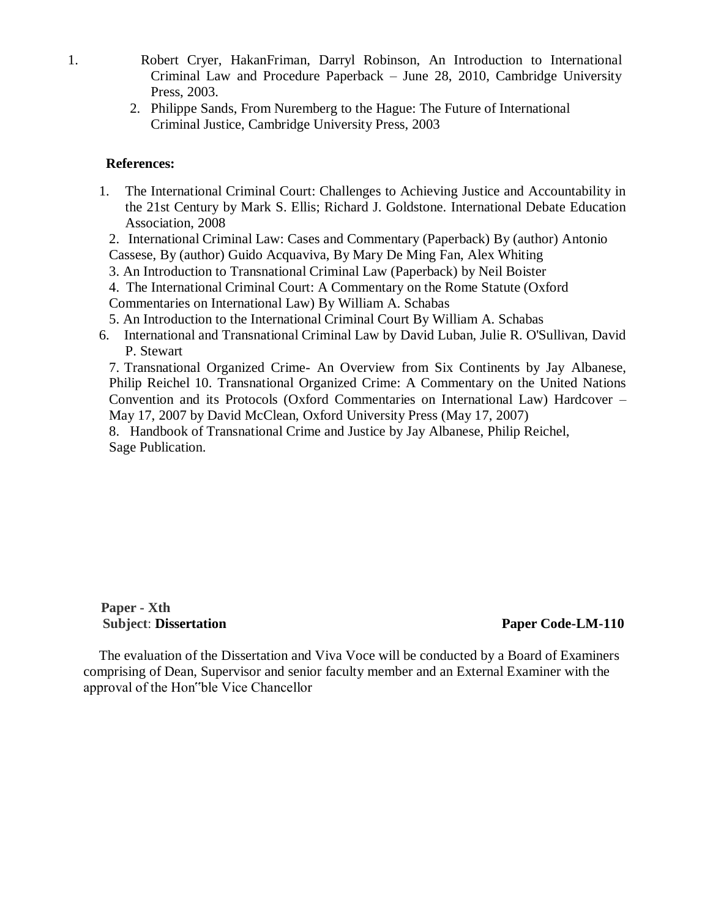1. Robert Cryer, HakanFriman, Darryl Robinson, An Introduction to International Criminal Law and Procedure Paperback – June 28, 2010, Cambridge University Press, 2003.
2. Philippe Sands, From Nuremberg to the Hague: The Future of International Criminal Justice, Cambridge University Press, 2003

**References:**

1. The International Criminal Court: Challenges to Achieving Justice and Accountability in the 21st Century by Mark S. Ellis; Richard J. Goldstone. International Debate Education Association, 2008
2. International Criminal Law: Cases and Commentary (Paperback) By (author) Antonio Cassese, By (author) Guido Acquaviva, By Mary De Ming Fan, Alex Whiting
3. An Introduction to Transnational Criminal Law (Paperback) by Neil Boister
4. The International Criminal Court: A Commentary on the Rome Statute (Oxford Commentaries on International Law) By William A. Schabas
5. An Introduction to the International Criminal Court By William A. Schabas
6. International and Transnational Criminal Law by David Luban, Julie R. O'Sullivan, David P. Stewart
7. Transnational Organized Crime- An Overview from Six Continents by Jay Albanese, Philip Reichel 10. Transnational Organized Crime: A Commentary on the United Nations Convention and its Protocols (Oxford Commentaries on International Law) Hardcover – May 17, 2007 by David McClean, Oxford University Press (May 17, 2007)
8. Handbook of Transnational Crime and Justice by Jay Albanese, Philip Reichel, Sage Publication.

**Paper - Xth**

**Subject**: **Dissertation** **Paper Code-LM-110**

The evaluation of the Dissertation and Viva Voce will be conducted by a Board of Examiners comprising of Dean, Supervisor and senior faculty member and an External Examiner with the approval of the Hon"ble Vice Chancellor